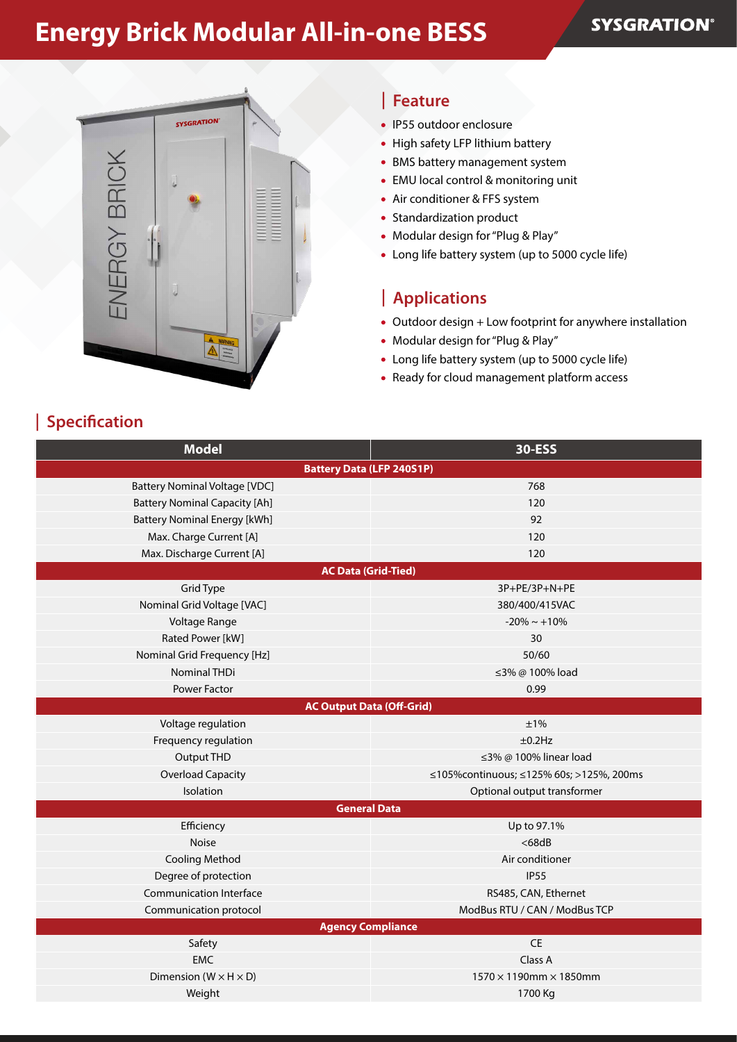# Energy Brick Modular All-in-one BESS

SYSGRATION®

## Feature

- IP55 outdoor enclosure
- High safety LFP lithium battery
- BMS battery management system
- EMU local control & monitoring unit
- Air conditioner & FFS system
- Standardization product
- Modular design for "Plug & Play"
- Long life battery system (up to 5000 cycle life)

## Applications

- Outdoor design + Low footprint for anywhere installation
- Modular design for "Plug & Play"
- Long life battery system (up to 5000 cycle life)
- Ready for cloud management platform access

## Specification

| Model | 30-ESS |
|---|---|
| **Battery Data (LFP 240S1P)** | |
| Battery Nominal Voltage [VDC] | 768 |
| Battery Nominal Capacity [Ah] | 120 |
| Battery Nominal Energy [kWh] | 92 |
| Max. Charge Current [A] | 120 |
| Max. Discharge Current [A] | 120 |
| **AC Data (Grid-Tied)** | |
| Grid Type | 3P+PE/3P+N+PE |
| Nominal Grid Voltage [VAC] | 380/400/415VAC |
| Voltage Range | -20% ~ +10% |
| Rated Power [kW] | 30 |
| Nominal Grid Frequency [Hz] | 50/60 |
| Nominal THDi | ≤3% @ 100% load |
| Power Factor | 0.99 |
| **AC Output Data (Off-Grid)** | |
| Voltage regulation | ±1% |
| Frequency regulation | ±0.2Hz |
| Output THD | ≤3% @ 100% linear load |
| Overload Capacity | ≤105%continuous; ≤125% 60s; >125%, 200ms |
| Isolation | Optional output transformer |
| **General Data** | |
| Efficiency | Up to 97.1% |
| Noise | <68dB |
| Cooling Method | Air conditioner |
| Degree of protection | IP55 |
| Communication Interface | RS485, CAN, Ethernet |
| Communication protocol | ModBus RTU / CAN / ModBus TCP |
| **Agency Compliance** | |
| Safety | CE |
| EMC | Class A |
| Dimension (W × H × D) | 1570 × 1190mm × 1850mm |
| Weight | 1700 Kg |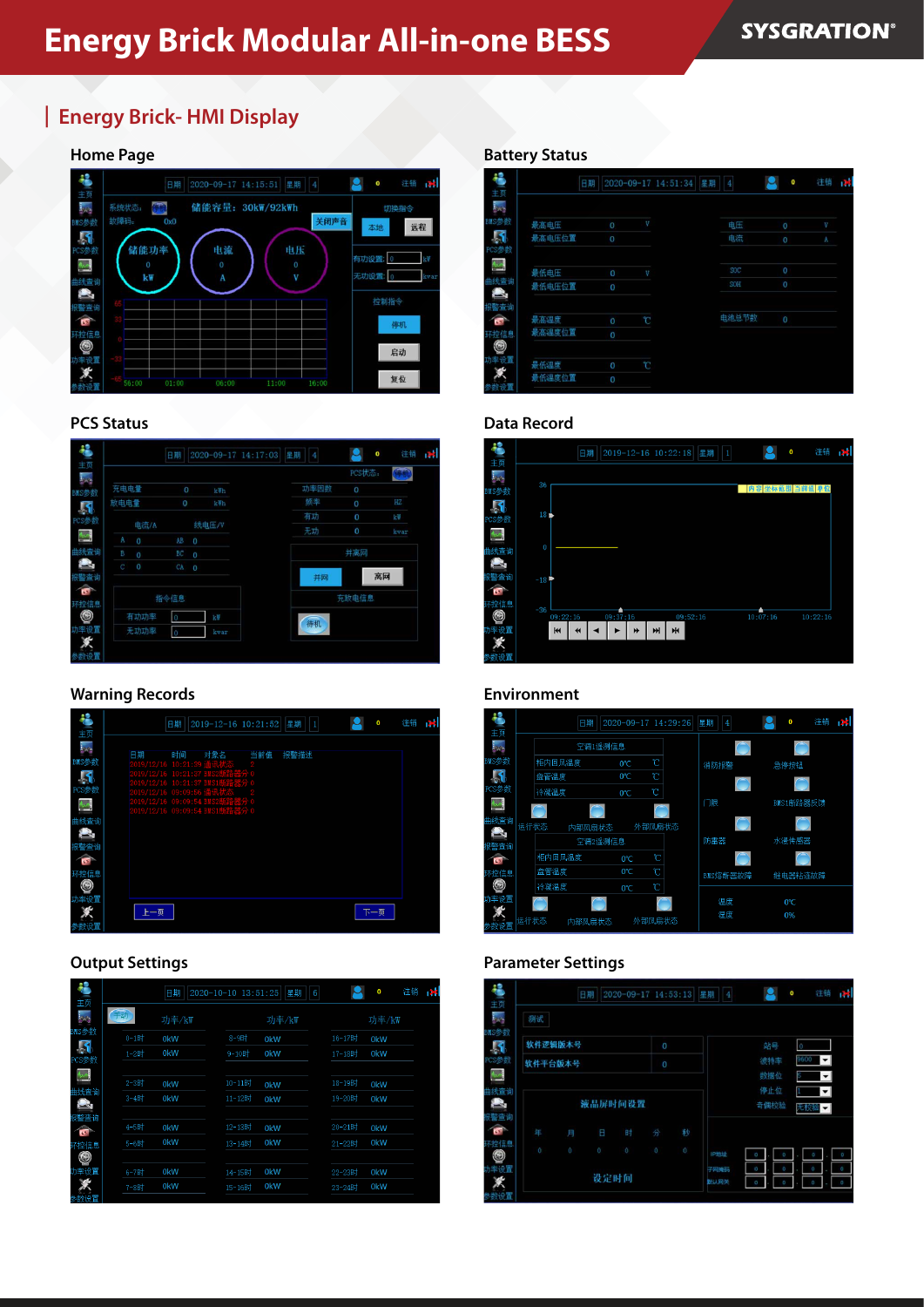# Energy Brick Modular All-in-one BESS

## Energy Brick- HMI Display

### Home Page

### Battery Status

### PCS Status

### Data Record

### Warning Records

### Environment

### Output Settings

### Parameter Settings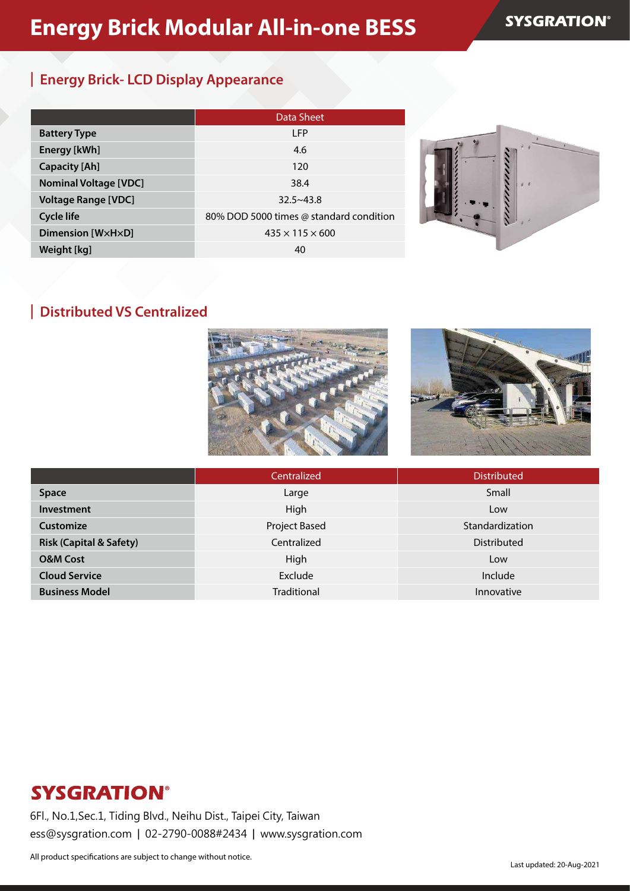# Energy Brick Modular All-in-one BESS

## Energy Brick- LCD Display Appearance

| | Data Sheet |
|---|---|
| **Battery Type** | LFP |
| **Energy [kWh]** | 4.6 |
| **Capacity [Ah]** | 120 |
| **Nominal Voltage [VDC]** | 38.4 |
| **Voltage Range [VDC]** | 32.5~43.8 |
| **Cycle life** | 80% DOD 5000 times @ standard condition |
| **Dimension [W×H×D]** | 435 × 115 × 600 |
| **Weight [kg]** | 40 |

## Distributed VS Centralized

| | Centralized | Distributed |
|---|---|---|
| **Space** | Large | Small |
| **Investment** | High | Low |
| **Customize** | Project Based | Standardization |
| **Risk (Capital & Safety)** | Centralized | Distributed |
| **O&M Cost** | High | Low |
| **Cloud Service** | Exclude | Include |
| **Business Model** | Traditional | Innovative |

**SYSGRATION®**

6Fl., No.1,Sec.1, Tiding Blvd., Neihu Dist., Taipei City, Taiwan
ess@sysgration.com | 02-2790-0088#2434 | www.sysgration.com

All product specifications are subject to change without notice.

Last updated: 20-Aug-2021